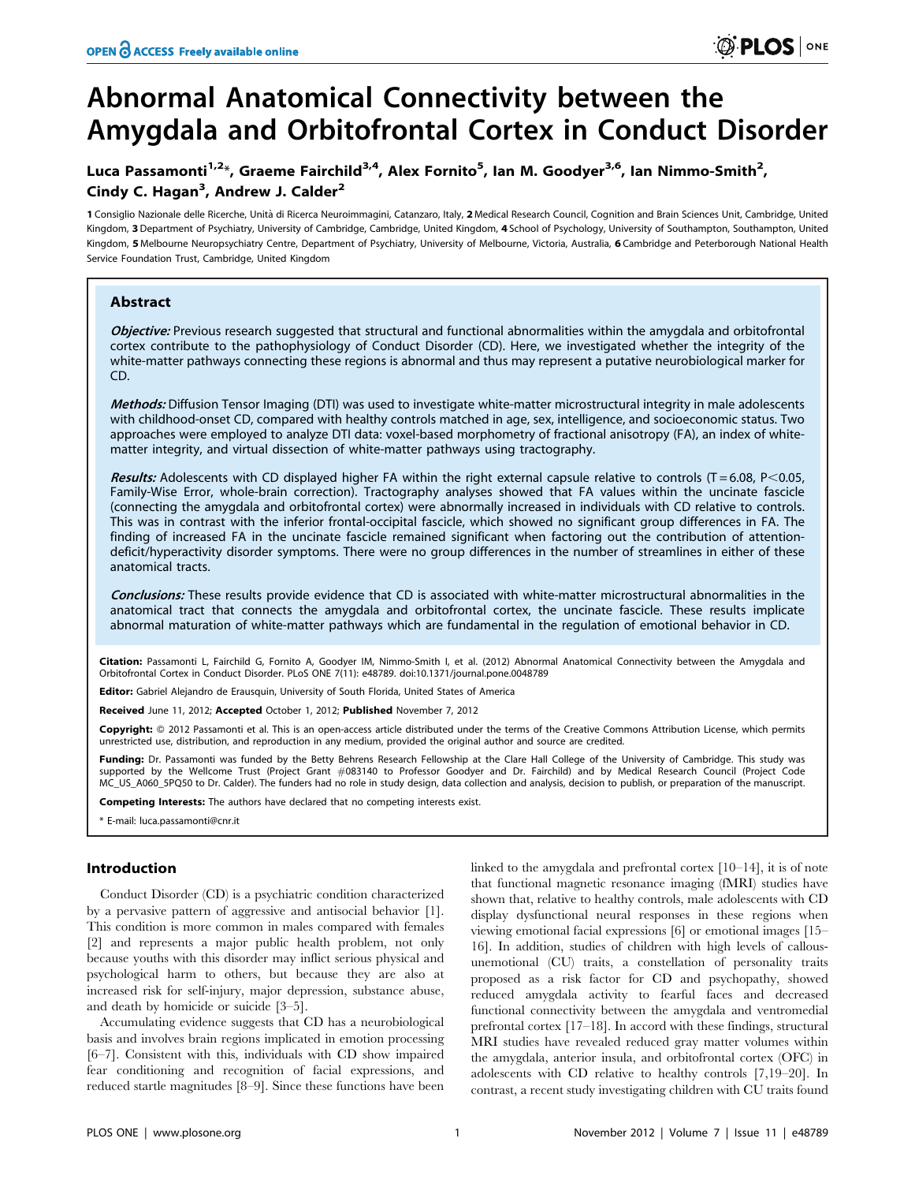# Abnormal Anatomical Connectivity between the Amygdala and Orbitofrontal Cortex in Conduct Disorder

Luca Passamonti[1,2]*, Graeme Fairchild[3,4], Alex Fornito[5], Ian M. Goodyer[3,6], Ian Nimmo-Smith[2], Cindy C. Hagan[3], Andrew J. Calder[2]

1 Consiglio Nazionale delle Ricerche, Unità di Ricerca Neuroimmagini, Catanzaro, Italy, 2 Medical Research Council, Cognition and Brain Sciences Unit, Cambridge, United Kingdom, 3 Department of Psychiatry, University of Cambridge, Cambridge, United Kingdom, 4 School of Psychology, University of Southampton, Southampton, United Kingdom, 5 Melbourne Neuropsychiatry Centre, Department of Psychiatry, University of Melbourne, Victoria, Australia, 6 Cambridge and Peterborough National Health Service Foundation Trust, Cambridge, United Kingdom

## Abstract

***Objective:*** Previous research suggested that structural and functional abnormalities within the amygdala and orbitofrontal cortex contribute to the pathophysiology of Conduct Disorder (CD). Here, we investigated whether the integrity of the white-matter pathways connecting these regions is abnormal and thus may represent a putative neurobiological marker for CD.

***Methods:*** Diffusion Tensor Imaging (DTI) was used to investigate white-matter microstructural integrity in male adolescents with childhood-onset CD, compared with healthy controls matched in age, sex, intelligence, and socioeconomic status. Two approaches were employed to analyze DTI data: voxel-based morphometry of fractional anisotropy (FA), an index of white-matter integrity, and virtual dissection of white-matter pathways using tractography.

***Results:*** Adolescents with CD displayed higher FA within the right external capsule relative to controls ($T = 6.08$, $P < 0.05$, Family-Wise Error, whole-brain correction). Tractography analyses showed that FA values within the uncinate fascicle (connecting the amygdala and orbitofrontal cortex) were abnormally increased in individuals with CD relative to controls. This was in contrast with the inferior frontal-occipital fascicle, which showed no significant group differences in FA. The finding of increased FA in the uncinate fascicle remained significant when factoring out the contribution of attention-deficit/hyperactivity disorder symptoms. There were no group differences in the number of streamlines in either of these anatomical tracts.

***Conclusions:*** These results provide evidence that CD is associated with white-matter microstructural abnormalities in the anatomical tract that connects the amygdala and orbitofrontal cortex, the uncinate fascicle. These results implicate abnormal maturation of white-matter pathways which are fundamental in the regulation of emotional behavior in CD.

**Citation:** Passamonti L, Fairchild G, Fornito A, Goodyer IM, Nimmo-Smith I, et al. (2012) Abnormal Anatomical Connectivity between the Amygdala and Orbitofrontal Cortex in Conduct Disorder. PLoS ONE 7(11): e48789. doi:10.1371/journal.pone.0048789

**Editor:** Gabriel Alejandro de Erausquin, University of South Florida, United States of America

**Received** June 11, 2012; **Accepted** October 1, 2012; **Published** November 7, 2012

**Copyright:** © 2012 Passamonti et al. This is an open-access article distributed under the terms of the Creative Commons Attribution License, which permits unrestricted use, distribution, and reproduction in any medium, provided the original author and source are credited.

**Funding:** Dr. Passamonti was funded by the Betty Behrens Research Fellowship at the Clare Hall College of the University of Cambridge. This study was supported by the Wellcome Trust (Project Grant #083140 to Professor Goodyer and Dr. Fairchild) and by Medical Research Council (Project Code MC_US_A060_5PQ50 to Dr. Calder). The funders had no role in study design, data collection and analysis, decision to publish, or preparation of the manuscript.

**Competing Interests:** The authors have declared that no competing interests exist.

* E-mail: luca.passamonti@cnr.it

## Introduction

Conduct Disorder (CD) is a psychiatric condition characterized by a pervasive pattern of aggressive and antisocial behavior [1]. This condition is more common in males compared with females [2] and represents a major public health problem, not only because youths with this disorder may inflict serious physical and psychological harm to others, but because they are also at increased risk for self-injury, major depression, substance abuse, and death by homicide or suicide [3–5].

Accumulating evidence suggests that CD has a neurobiological basis and involves brain regions implicated in emotion processing [6–7]. Consistent with this, individuals with CD show impaired fear conditioning and recognition of facial expressions, and reduced startle magnitudes [8–9]. Since these functions have been linked to the amygdala and prefrontal cortex [10–14], it is of note that functional magnetic resonance imaging (fMRI) studies have shown that, relative to healthy controls, male adolescents with CD display dysfunctional neural responses in these regions when viewing emotional facial expressions [6] or emotional images [15–16]. In addition, studies of children with high levels of callous-unemotional (CU) traits, a constellation of personality traits proposed as a risk factor for CD and psychopathy, showed reduced amygdala activity to fearful faces and decreased functional connectivity between the amygdala and ventromedial prefrontal cortex [17–18]. In accord with these findings, structural MRI studies have revealed reduced gray matter volumes within the amygdala, anterior insula, and orbitofrontal cortex (OFC) in adolescents with CD relative to healthy controls [7,19–20]. In contrast, a recent study investigating children with CU traits found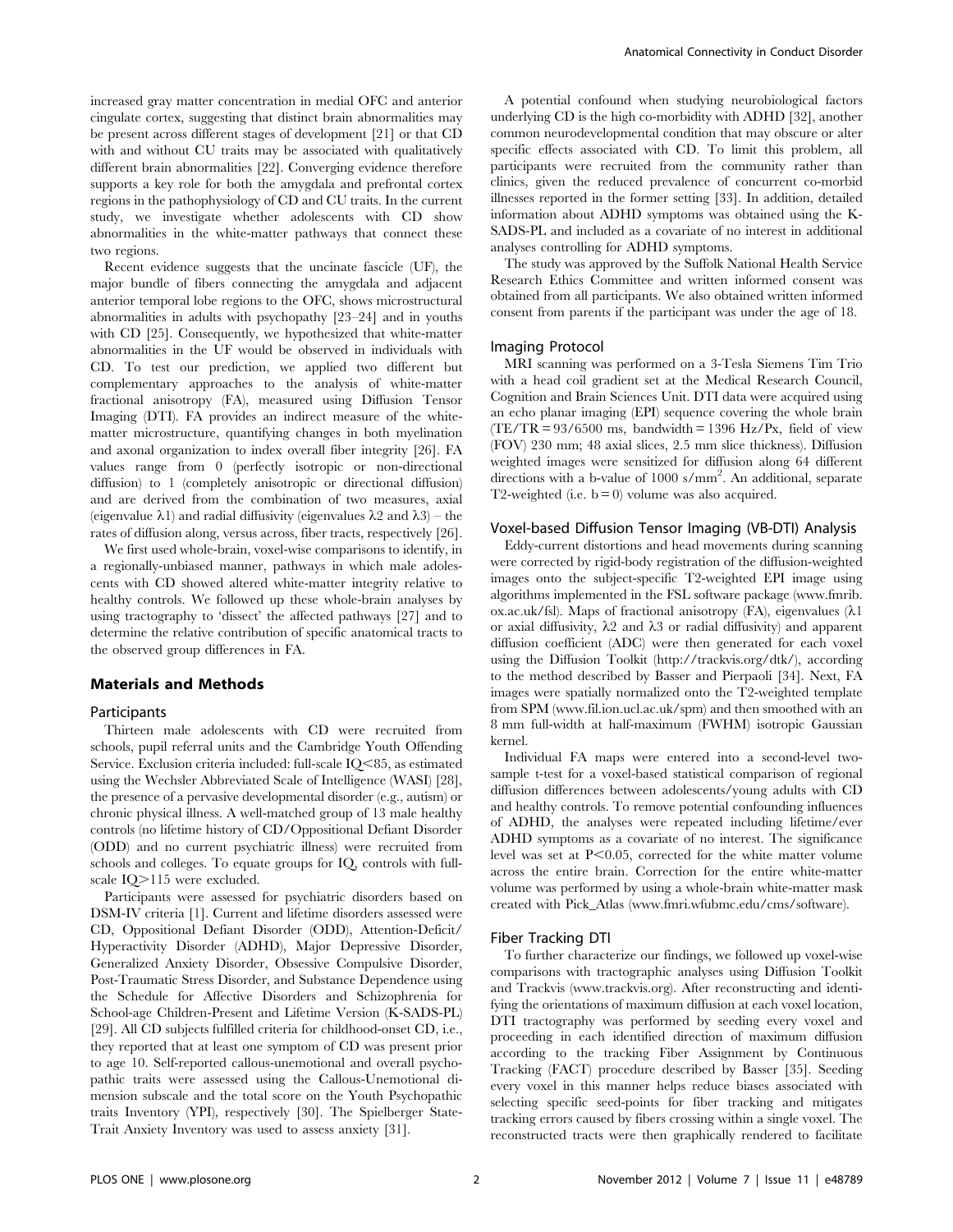increased gray matter concentration in medial OFC and anterior cingulate cortex, suggesting that distinct brain abnormalities may be present across different stages of development [21] or that CD with and without CU traits may be associated with qualitatively different brain abnormalities [22]. Converging evidence therefore supports a key role for both the amygdala and prefrontal cortex regions in the pathophysiology of CD and CU traits. In the current study, we investigate whether adolescents with CD show abnormalities in the white-matter pathways that connect these two regions.

Recent evidence suggests that the uncinate fascicle (UF), the major bundle of fibers connecting the amygdala and adjacent anterior temporal lobe regions to the OFC, shows microstructural abnormalities in adults with psychopathy [23–24] and in youths with CD [25]. Consequently, we hypothesized that white-matter abnormalities in the UF would be observed in individuals with CD. To test our prediction, we applied two different but complementary approaches to the analysis of white-matter fractional anisotropy (FA), measured using Diffusion Tensor Imaging (DTI). FA provides an indirect measure of the white-matter microstructure, quantifying changes in both myelination and axonal organization to index overall fiber integrity [26]. FA values range from 0 (perfectly isotropic or non-directional diffusion) to 1 (completely anisotropic or directional diffusion) and are derived from the combination of two measures, axial (eigenvalue $\lambda1$) and radial diffusivity (eigenvalues $\lambda2$ and $\lambda3$) – the rates of diffusion along, versus across, fiber tracts, respectively [26].

We first used whole-brain, voxel-wise comparisons to identify, in a regionally-unbiased manner, pathways in which male adolescents with CD showed altered white-matter integrity relative to healthy controls. We followed up these whole-brain analyses by using tractography to 'dissect' the affected pathways [27] and to determine the relative contribution of specific anatomical tracts to the observed group differences in FA.

## Materials and Methods

### Participants

Thirteen male adolescents with CD were recruited from schools, pupil referral units and the Cambridge Youth Offending Service. Exclusion criteria included: full-scale IQ<85, as estimated using the Wechsler Abbreviated Scale of Intelligence (WASI) [28], the presence of a pervasive developmental disorder (e.g., autism) or chronic physical illness. A well-matched group of 13 male healthy controls (no lifetime history of CD/Oppositional Defiant Disorder (ODD) and no current psychiatric illness) were recruited from schools and colleges. To equate groups for IQ, controls with full-scale IQ>115 were excluded.

Participants were assessed for psychiatric disorders based on DSM-IV criteria [1]. Current and lifetime disorders assessed were CD, Oppositional Defiant Disorder (ODD), Attention-Deficit/Hyperactivity Disorder (ADHD), Major Depressive Disorder, Generalized Anxiety Disorder, Obsessive Compulsive Disorder, Post-Traumatic Stress Disorder, and Substance Dependence using the Schedule for Affective Disorders and Schizophrenia for School-age Children-Present and Lifetime Version (K-SADS-PL) [29]. All CD subjects fulfilled criteria for childhood-onset CD, i.e., they reported that at least one symptom of CD was present prior to age 10. Self-reported callous-unemotional and overall psychopathic traits were assessed using the Callous-Unemotional dimension subscale and the total score on the Youth Psychopathic traits Inventory (YPI), respectively [30]. The Spielberger State-Trait Anxiety Inventory was used to assess anxiety [31].

A potential confound when studying neurobiological factors underlying CD is the high co-morbidity with ADHD [32], another common neurodevelopmental condition that may obscure or alter specific effects associated with CD. To limit this problem, all participants were recruited from the community rather than clinics, given the reduced prevalence of concurrent co-morbid illnesses reported in the former setting [33]. In addition, detailed information about ADHD symptoms was obtained using the K-SADS-PL and included as a covariate of no interest in additional analyses controlling for ADHD symptoms.

The study was approved by the Suffolk National Health Service Research Ethics Committee and written informed consent was obtained from all participants. We also obtained written informed consent from parents if the participant was under the age of 18.

### Imaging Protocol

MRI scanning was performed on a 3-Tesla Siemens Tim Trio with a head coil gradient set at the Medical Research Council, Cognition and Brain Sciences Unit. DTI data were acquired using an echo planar imaging (EPI) sequence covering the whole brain (TE/TR = 93/6500 ms, bandwidth = 1396 Hz/Px, field of view (FOV) 230 mm; 48 axial slices, 2.5 mm slice thickness). Diffusion weighted images were sensitized for diffusion along 64 different directions with a b-value of 1000 s/mm$^2$. An additional, separate T2-weighted (i.e. b = 0) volume was also acquired.

### Voxel-based Diffusion Tensor Imaging (VB-DTI) Analysis

Eddy-current distortions and head movements during scanning were corrected by rigid-body registration of the diffusion-weighted images onto the subject-specific T2-weighted EPI image using algorithms implemented in the FSL software package (www.fmrib.ox.ac.uk/fsl). Maps of fractional anisotropy (FA), eigenvalues ($\lambda1$ or axial diffusivity, $\lambda2$ and $\lambda3$ or radial diffusivity) and apparent diffusion coefficient (ADC) were then generated for each voxel using the Diffusion Toolkit (http://trackvis.org/dtk/), according to the method described by Basser and Pierpaoli [34]. Next, FA images were spatially normalized onto the T2-weighted template from SPM (www.fil.ion.ucl.ac.uk/spm) and then smoothed with an 8 mm full-width at half-maximum (FWHM) isotropic Gaussian kernel.

Individual FA maps were entered into a second-level two-sample t-test for a voxel-based statistical comparison of regional diffusion differences between adolescents/young adults with CD and healthy controls. To remove potential confounding influences of ADHD, the analyses were repeated including lifetime/ever ADHD symptoms as a covariate of no interest. The significance level was set at $P<0.05$, corrected for the white matter volume across the entire brain. Correction for the entire white-matter volume was performed by using a whole-brain white-matter mask created with Pick_Atlas (www.fmri.wfubmc.edu/cms/software).

### Fiber Tracking DTI

To further characterize our findings, we followed up voxel-wise comparisons with tractographic analyses using Diffusion Toolkit and Trackvis (www.trackvis.org). After reconstructing and identifying the orientations of maximum diffusion at each voxel location, DTI tractography was performed by seeding every voxel and proceeding in each identified direction of maximum diffusion according to the tracking Fiber Assignment by Continuous Tracking (FACT) procedure described by Basser [35]. Seeding every voxel in this manner helps reduce biases associated with selecting specific seed-points for fiber tracking and mitigates tracking errors caused by fibers crossing within a single voxel. The reconstructed tracts were then graphically rendered to facilitate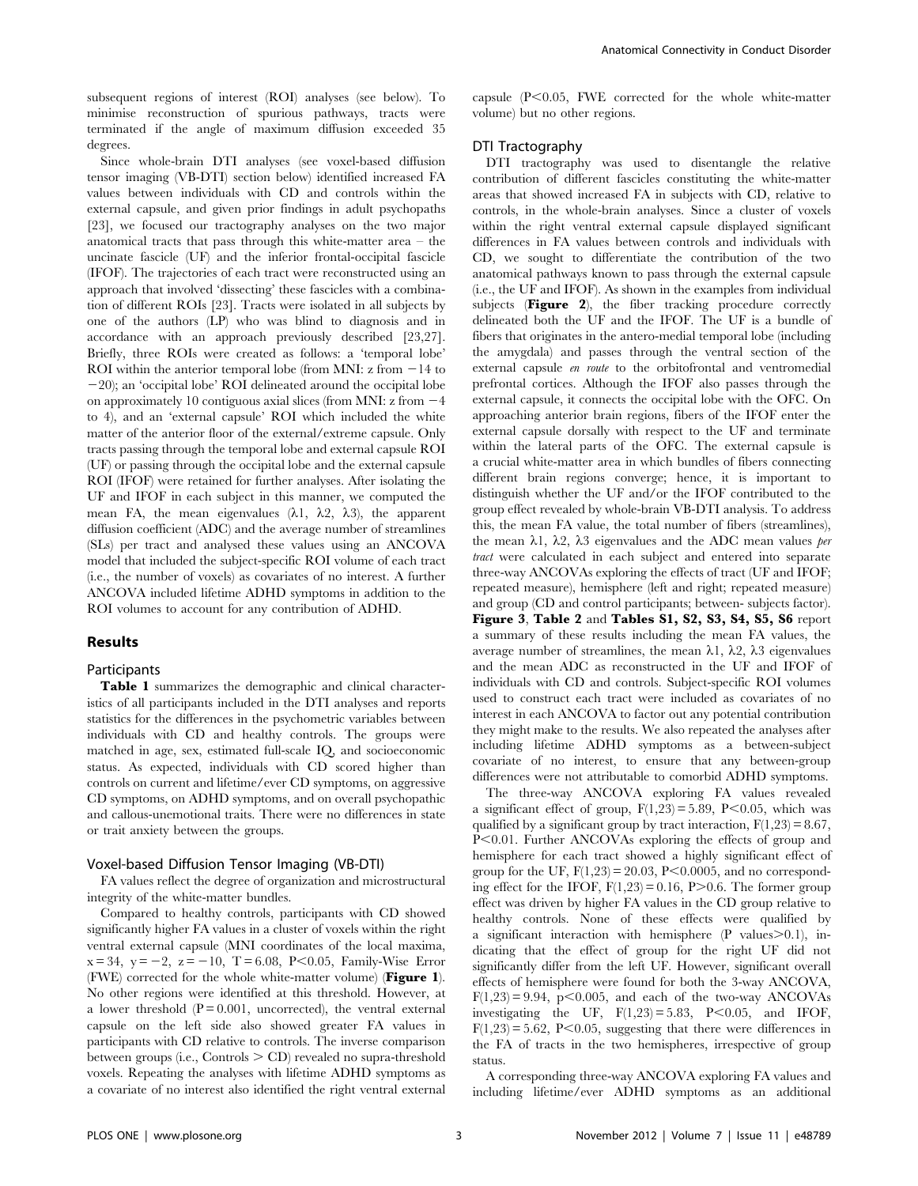subsequent regions of interest (ROI) analyses (see below). To minimise reconstruction of spurious pathways, tracts were terminated if the angle of maximum diffusion exceeded 35 degrees.

Since whole-brain DTI analyses (see voxel-based diffusion tensor imaging (VB-DTI) section below) identified increased FA values between individuals with CD and controls within the external capsule, and given prior findings in adult psychopaths [23], we focused our tractography analyses on the two major anatomical tracts that pass through this white-matter area – the uncinate fascicle (UF) and the inferior frontal-occipital fascicle (IFOF). The trajectories of each tract were reconstructed using an approach that involved 'dissecting' these fascicles with a combination of different ROIs [23]. Tracts were isolated in all subjects by one of the authors (LP) who was blind to diagnosis and in accordance with an approach previously described [23,27]. Briefly, three ROIs were created as follows: a 'temporal lobe' ROI within the anterior temporal lobe (from MNI: z from −14 to −20); an 'occipital lobe' ROI delineated around the occipital lobe on approximately 10 contiguous axial slices (from MNI: z from −4 to 4), and an 'external capsule' ROI which included the white matter of the anterior floor of the external/extreme capsule. Only tracts passing through the temporal lobe and external capsule ROI (UF) or passing through the occipital lobe and the external capsule ROI (IFOF) were retained for further analyses. After isolating the UF and IFOF in each subject in this manner, we computed the mean FA, the mean eigenvalues ($\lambda 1$, $\lambda 2$, $\lambda 3$), the apparent diffusion coefficient (ADC) and the average number of streamlines (SLs) per tract and analysed these values using an ANCOVA model that included the subject-specific ROI volume of each tract (i.e., the number of voxels) as covariates of no interest. A further ANCOVA included lifetime ADHD symptoms in addition to the ROI volumes to account for any contribution of ADHD.

## Results

### Participants

**Table 1** summarizes the demographic and clinical characteristics of all participants included in the DTI analyses and reports statistics for the differences in the psychometric variables between individuals with CD and healthy controls. The groups were matched in age, sex, estimated full-scale IQ, and socioeconomic status. As expected, individuals with CD scored higher than controls on current and lifetime/ever CD symptoms, on aggressive CD symptoms, on ADHD symptoms, and on overall psychopathic and callous-unemotional traits. There were no differences in state or trait anxiety between the groups.

### Voxel-based Diffusion Tensor Imaging (VB-DTI)

FA values reflect the degree of organization and microstructural integrity of the white-matter bundles.

Compared to healthy controls, participants with CD showed significantly higher FA values in a cluster of voxels within the right ventral external capsule (MNI coordinates of the local maxima, x = 34, y = −2, z = −10, T = 6.08, $P<0.05$, Family-Wise Error (FWE) corrected for the whole white-matter volume) (**Figure 1**). No other regions were identified at this threshold. However, at a lower threshold (P = 0.001, uncorrected), the ventral external capsule on the left side also showed greater FA values in participants with CD relative to controls. The inverse comparison between groups (i.e., Controls > CD) revealed no supra-threshold voxels. Repeating the analyses with lifetime ADHD symptoms as a covariate of no interest also identified the right ventral external capsule ($P<0.05$, FWE corrected for the whole white-matter volume) but no other regions.

### DTI Tractography

DTI tractography was used to disentangle the relative contribution of different fascicles constituting the white-matter areas that showed increased FA in subjects with CD, relative to controls, in the whole-brain analyses. Since a cluster of voxels within the right ventral external capsule displayed significant differences in FA values between controls and individuals with CD, we sought to differentiate the contribution of the two anatomical pathways known to pass through the external capsule (i.e., the UF and IFOF). As shown in the examples from individual subjects (**Figure 2**), the fiber tracking procedure correctly delineated both the UF and the IFOF. The UF is a bundle of fibers that originates in the antero-medial temporal lobe (including the amygdala) and passes through the ventral section of the external capsule *en route* to the orbitofrontal and ventromedial prefrontal cortices. Although the IFOF also passes through the external capsule, it connects the occipital lobe with the OFC. On approaching anterior brain regions, fibers of the IFOF enter the external capsule dorsally with respect to the UF and terminate within the lateral parts of the OFC. The external capsule is a crucial white-matter area in which bundles of fibers connecting different brain regions converge; hence, it is important to distinguish whether the UF and/or the IFOF contributed to the group effect revealed by whole-brain VB-DTI analysis. To address this, the mean FA value, the total number of fibers (streamlines), the mean $\lambda 1$, $\lambda 2$, $\lambda 3$ eigenvalues and the ADC mean values *per tract* were calculated in each subject and entered into separate three-way ANCOVAs exploring the effects of tract (UF and IFOF; repeated measure), hemisphere (left and right; repeated measure) and group (CD and control participants; between- subjects factor). **Figure 3**, **Table 2** and **Tables S1, S2, S3, S4, S5, S6** report a summary of these results including the mean FA values, the average number of streamlines, the mean $\lambda 1$, $\lambda 2$, $\lambda 3$ eigenvalues and the mean ADC as reconstructed in the UF and IFOF of individuals with CD and controls. Subject-specific ROI volumes used to construct each tract were included as covariates of no interest in each ANCOVA to factor out any potential contribution they might make to the results. We also repeated the analyses after including lifetime ADHD symptoms as a between-subject covariate of no interest, to ensure that any between-group differences were not attributable to comorbid ADHD symptoms.

The three-way ANCOVA exploring FA values revealed a significant effect of group, $F(1,23) = 5.89$, $P<0.05$, which was qualified by a significant group by tract interaction, $F(1,23) = 8.67$, $P<0.01$. Further ANCOVAs exploring the effects of group and hemisphere for each tract showed a highly significant effect of group for the UF, $F(1,23) = 20.03$, $P<0.0005$, and no corresponding effect for the IFOF, $F(1,23) = 0.16$, $P>0.6$. The former group effect was driven by higher FA values in the CD group relative to healthy controls. None of these effects were qualified by a significant interaction with hemisphere (P values$>0.1$), indicating that the effect of group for the right UF did not significantly differ from the left UF. However, significant overall effects of hemisphere were found for both the 3-way ANCOVA, $F(1,23) = 9.94$, $p<0.005$, and each of the two-way ANCOVAs investigating the UF, $F(1,23) = 5.83$, $P<0.05$, and IFOF, $F(1,23) = 5.62$, $P<0.05$, suggesting that there were differences in the FA of tracts in the two hemispheres, irrespective of group status.

A corresponding three-way ANCOVA exploring FA values and including lifetime/ever ADHD symptoms as an additional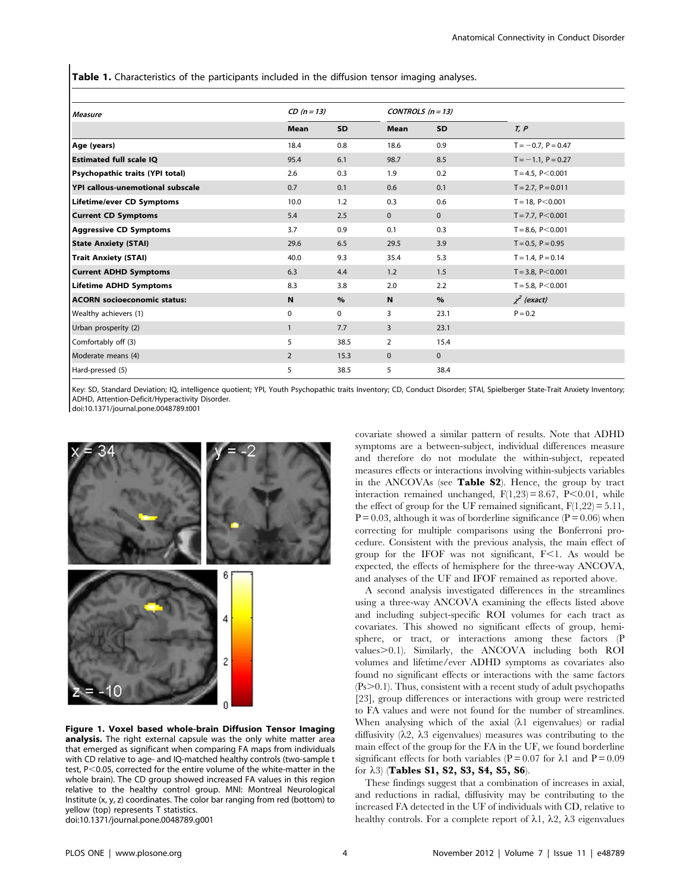**Table 1.** Characteristics of the participants included in the diffusion tensor imaging analyses.

| *Measure* | *CD (n = 13)* | | *CONTROLS (n = 13)* | | |
|---|---|---|---|---|---|
| | **Mean** | **SD** | **Mean** | **SD** | *T, P* |
| **Age (years)** | 18.4 | 0.8 | 18.6 | 0.9 | T = −0.7, P = 0.47 |
| **Estimated full scale IQ** | 95.4 | 6.1 | 98.7 | 8.5 | T = −1.1, P = 0.27 |
| **Psychopathic traits (YPI total)** | 2.6 | 0.3 | 1.9 | 0.2 | T = 4.5, P<0.001 |
| **YPI callous-unemotional subscale** | 0.7 | 0.1 | 0.6 | 0.1 | T = 2.7, P = 0.011 |
| **Lifetime/ever CD Symptoms** | 10.0 | 1.2 | 0.3 | 0.6 | T = 18, P<0.001 |
| **Current CD Symptoms** | 5.4 | 2.5 | 0 | 0 | T = 7.7, P<0.001 |
| **Aggressive CD Symptoms** | 3.7 | 0.9 | 0.1 | 0.3 | T = 8.6, P<0.001 |
| **State Anxiety (STAI)** | 29.6 | 6.5 | 29.5 | 3.9 | T = 0.5, P = 0.95 |
| **Trait Anxiety (STAI)** | 40.0 | 9.3 | 35.4 | 5.3 | T = 1.4, P = 0.14 |
| **Current ADHD Symptoms** | 6.3 | 4.4 | 1.2 | 1.5 | T = 3.8, P<0.001 |
| **Lifetime ADHD Symptoms** | 8.3 | 3.8 | 2.0 | 2.2 | T = 5.8, P<0.001 |
| **ACORN socioeconomic status:** | **N** | **%** | **N** | **%** | $\chi^2$ *(exact)* |
| Wealthy achievers (1) | 0 | 0 | 3 | 23.1 | P = 0.2 |
| Urban prosperity (2) | 1 | 7.7 | 3 | 23.1 | |
| Comfortably off (3) | 5 | 38.5 | 2 | 15.4 | |
| Moderate means (4) | 2 | 15.3 | 0 | 0 | |
| Hard-pressed (5) | 5 | 38.5 | 5 | 38.4 | |

Key: SD, Standard Deviation; IQ, intelligence quotient; YPI, Youth Psychopathic traits Inventory; CD, Conduct Disorder; STAI, Spielberger State-Trait Anxiety Inventory; ADHD, Attention-Deficit/Hyperactivity Disorder.
doi:10.1371/journal.pone.0048789.t001

**Figure 1. Voxel based whole-brain Diffusion Tensor Imaging analysis.** The right external capsule was the only white matter area that emerged as significant when comparing FA maps from individuals with CD relative to age- and IQ-matched healthy controls (two-sample t test, P<0.05, corrected for the entire volume of the white-matter in the whole brain). The CD group showed increased FA values in this region relative to the healthy control group. MNI: Montreal Neurological Institute (x, y, z) coordinates. The color bar ranging from red (bottom) to yellow (top) represents T statistics.
doi:10.1371/journal.pone.0048789.g001

covariate showed a similar pattern of results. Note that ADHD symptoms are a between-subject, individual differences measure and therefore do not modulate the within-subject, repeated measures effects or interactions involving within-subjects variables in the ANCOVAs (see **Table S2**). Hence, the group by tract interaction remained unchanged, $F(1,23) = 8.67$, $P<0.01$, while the effect of group for the UF remained significant, $F(1,22) = 5.11$, $P = 0.03$, although it was of borderline significance ($P = 0.06$) when correcting for multiple comparisons using the Bonferroni procedure. Consistent with the previous analysis, the main effect of group for the IFOF was not significant, $F<1$. As would be expected, the effects of hemisphere for the three-way ANCOVA, and analyses of the UF and IFOF remained as reported above.

A second analysis investigated differences in the streamlines using a three-way ANCOVA examining the effects listed above and including subject-specific ROI volumes for each tract as covariates. This showed no significant effects of group, hemisphere, or tract, or interactions among these factors (P values>0.1). Similarly, the ANCOVA including both ROI volumes and lifetime/ever ADHD symptoms as covariates also found no significant effects or interactions with the same factors (Ps>0.1). Thus, consistent with a recent study of adult psychopaths [23], group differences or interactions with group were restricted to FA values and were not found for the number of streamlines. When analysing which of the axial ($\lambda1$ eigenvalues) or radial diffusivity ($\lambda2$, $\lambda3$ eigenvalues) measures was contributing to the main effect of the group for the FA in the UF, we found borderline significant effects for both variables ($P = 0.07$ for $\lambda1$ and $P = 0.09$ for $\lambda3$) (**Tables S1, S2, S3, S4, S5, S6**).

These findings suggest that a combination of increases in axial, and reductions in radial, diffusivity may be contributing to the increased FA detected in the UF of individuals with CD, relative to healthy controls. For a complete report of $\lambda1$, $\lambda2$, $\lambda3$ eigenvalues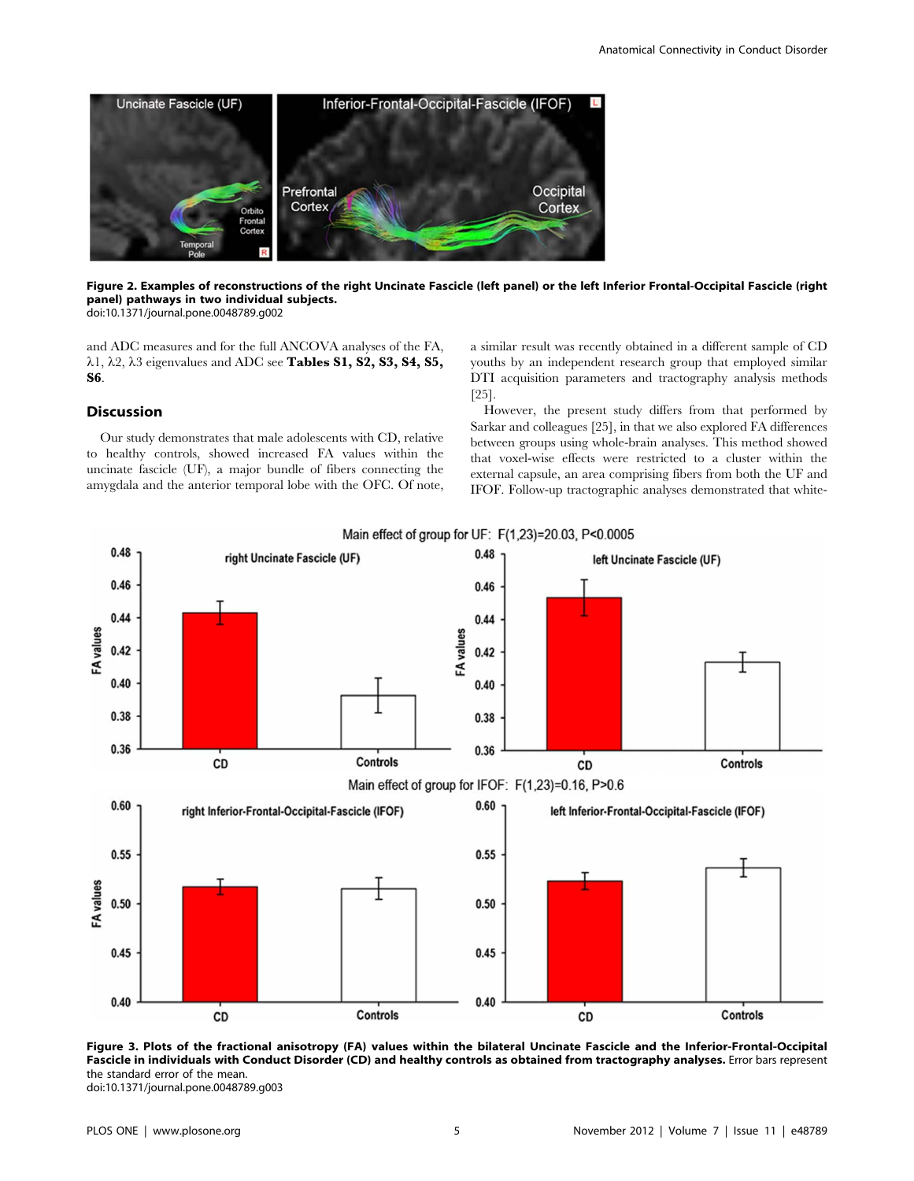**Figure 2. Examples of reconstructions of the right Uncinate Fascicle (left panel) or the left Inferior Frontal-Occipital Fascicle (right panel) pathways in two individual subjects.**
doi:10.1371/journal.pone.0048789.g002

and ADC measures and for the full ANCOVA analyses of the FA, $\lambda 1$, $\lambda 2$, $\lambda 3$ eigenvalues and ADC see **Tables S1, S2, S3, S4, S5, S6**.

## Discussion

Our study demonstrates that male adolescents with CD, relative to healthy controls, showed increased FA values within the uncinate fascicle (UF), a major bundle of fibers connecting the amygdala and the anterior temporal lobe with the OFC. Of note, a similar result was recently obtained in a different sample of CD youths by an independent research group that employed similar DTI acquisition parameters and tractography analysis methods [25].

However, the present study differs from that performed by Sarkar and colleagues [25], in that we also explored FA differences between groups using whole-brain analyses. This method showed that voxel-wise effects were restricted to a cluster within the external capsule, an area comprising fibers from both the UF and IFOF. Follow-up tractographic analyses demonstrated that white-

**Figure 3. Plots of the fractional anisotropy (FA) values within the bilateral Uncinate Fascicle and the Inferior-Frontal-Occipital Fascicle in individuals with Conduct Disorder (CD) and healthy controls as obtained from tractography analyses.** Error bars represent the standard error of the mean.
doi:10.1371/journal.pone.0048789.g003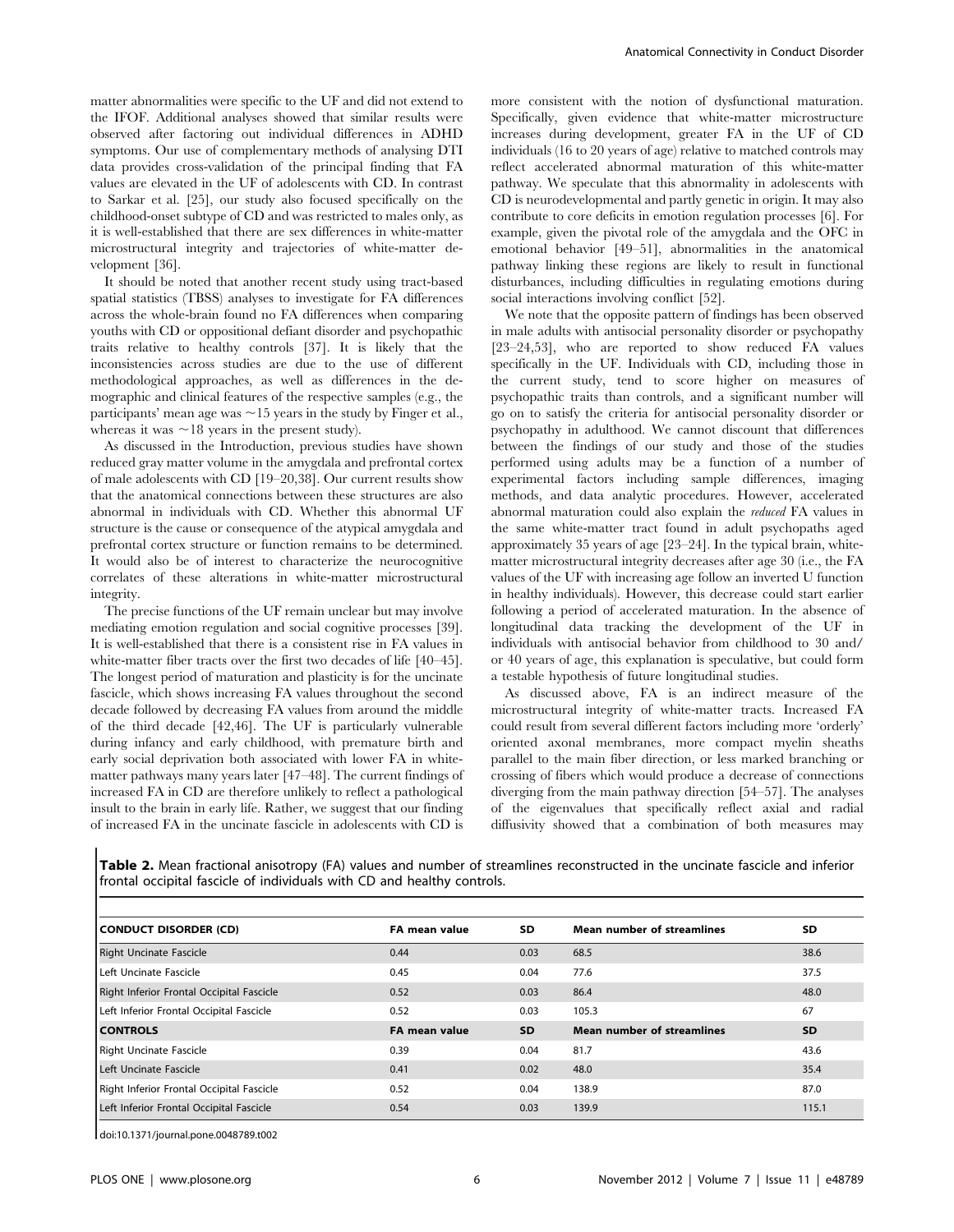matter abnormalities were specific to the UF and did not extend to the IFOF. Additional analyses showed that similar results were observed after factoring out individual differences in ADHD symptoms. Our use of complementary methods of analysing DTI data provides cross-validation of the principal finding that FA values are elevated in the UF of adolescents with CD. In contrast to Sarkar et al. [25], our study also focused specifically on the childhood-onset subtype of CD and was restricted to males only, as it is well-established that there are sex differences in white-matter microstructural integrity and trajectories of white-matter development [36].

It should be noted that another recent study using tract-based spatial statistics (TBSS) analyses to investigate for FA differences across the whole-brain found no FA differences when comparing youths with CD or oppositional defiant disorder and psychopathic traits relative to healthy controls [37]. It is likely that the inconsistencies across studies are due to the use of different methodological approaches, as well as differences in the demographic and clinical features of the respective samples (e.g., the participants' mean age was ~15 years in the study by Finger et al., whereas it was ~18 years in the present study).

As discussed in the Introduction, previous studies have shown reduced gray matter volume in the amygdala and prefrontal cortex of male adolescents with CD [19–20,38]. Our current results show that the anatomical connections between these structures are also abnormal in individuals with CD. Whether this abnormal UF structure is the cause or consequence of the atypical amygdala and prefrontal cortex structure or function remains to be determined. It would also be of interest to characterize the neurocognitive correlates of these alterations in white-matter microstructural integrity.

The precise functions of the UF remain unclear but may involve mediating emotion regulation and social cognitive processes [39]. It is well-established that there is a consistent rise in FA values in white-matter fiber tracts over the first two decades of life [40–45]. The longest period of maturation and plasticity is for the uncinate fascicle, which shows increasing FA values throughout the second decade followed by decreasing FA values from around the middle of the third decade [42,46]. The UF is particularly vulnerable during infancy and early childhood, with premature birth and early social deprivation both associated with lower FA in white-matter pathways many years later [47–48]. The current findings of increased FA in CD are therefore unlikely to reflect a pathological insult to the brain in early life. Rather, we suggest that our finding of increased FA in the uncinate fascicle in adolescents with CD is more consistent with the notion of dysfunctional maturation. Specifically, given evidence that white-matter microstructure increases during development, greater FA in the UF of CD individuals (16 to 20 years of age) relative to matched controls may reflect accelerated abnormal maturation of this white-matter pathway. We speculate that this abnormality in adolescents with CD is neurodevelopmental and partly genetic in origin. It may also contribute to core deficits in emotion regulation processes [6]. For example, given the pivotal role of the amygdala and the OFC in emotional behavior [49–51], abnormalities in the anatomical pathway linking these regions are likely to result in functional disturbances, including difficulties in regulating emotions during social interactions involving conflict [52].

We note that the opposite pattern of findings has been observed in male adults with antisocial personality disorder or psychopathy [23–24,53], who are reported to show reduced FA values specifically in the UF. Individuals with CD, including those in the current study, tend to score higher on measures of psychopathic traits than controls, and a significant number will go on to satisfy the criteria for antisocial personality disorder or psychopathy in adulthood. We cannot discount that differences between the findings of our study and those of the studies performed using adults may be a function of a number of experimental factors including sample differences, imaging methods, and data analytic procedures. However, accelerated abnormal maturation could also explain the *reduced* FA values in the same white-matter tract found in adult psychopaths aged approximately 35 years of age [23–24]. In the typical brain, white-matter microstructural integrity decreases after age 30 (i.e., the FA values of the UF with increasing age follow an inverted U function in healthy individuals). However, this decrease could start earlier following a period of accelerated maturation. In the absence of longitudinal data tracking the development of the UF in individuals with antisocial behavior from childhood to 30 and/or 40 years of age, this explanation is speculative, but could form a testable hypothesis of future longitudinal studies.

As discussed above, FA is an indirect measure of the microstructural integrity of white-matter tracts. Increased FA could result from several different factors including more 'orderly' oriented axonal membranes, more compact myelin sheaths parallel to the main fiber direction, or less marked branching or crossing of fibers which would produce a decrease of connections diverging from the main pathway direction [54–57]. The analyses of the eigenvalues that specifically reflect axial and radial diffusivity showed that a combination of both measures may

**Table 2.** Mean fractional anisotropy (FA) values and number of streamlines reconstructed in the uncinate fascicle and inferior frontal occipital fascicle of individuals with CD and healthy controls.

| CONDUCT DISORDER (CD) | FA mean value | SD | Mean number of streamlines | SD |
|---|---|---|---|---|
| Right Uncinate Fascicle | 0.44 | 0.03 | 68.5 | 38.6 |
| Left Uncinate Fascicle | 0.45 | 0.04 | 77.6 | 37.5 |
| Right Inferior Frontal Occipital Fascicle | 0.52 | 0.03 | 86.4 | 48.0 |
| Left Inferior Frontal Occipital Fascicle | 0.52 | 0.03 | 105.3 | 67 |
| **CONTROLS** | **FA mean value** | **SD** | **Mean number of streamlines** | **SD** |
| Right Uncinate Fascicle | 0.39 | 0.04 | 81.7 | 43.6 |
| Left Uncinate Fascicle | 0.41 | 0.02 | 48.0 | 35.4 |
| Right Inferior Frontal Occipital Fascicle | 0.52 | 0.04 | 138.9 | 87.0 |
| Left Inferior Frontal Occipital Fascicle | 0.54 | 0.03 | 139.9 | 115.1 |

doi:10.1371/journal.pone.0048789.t002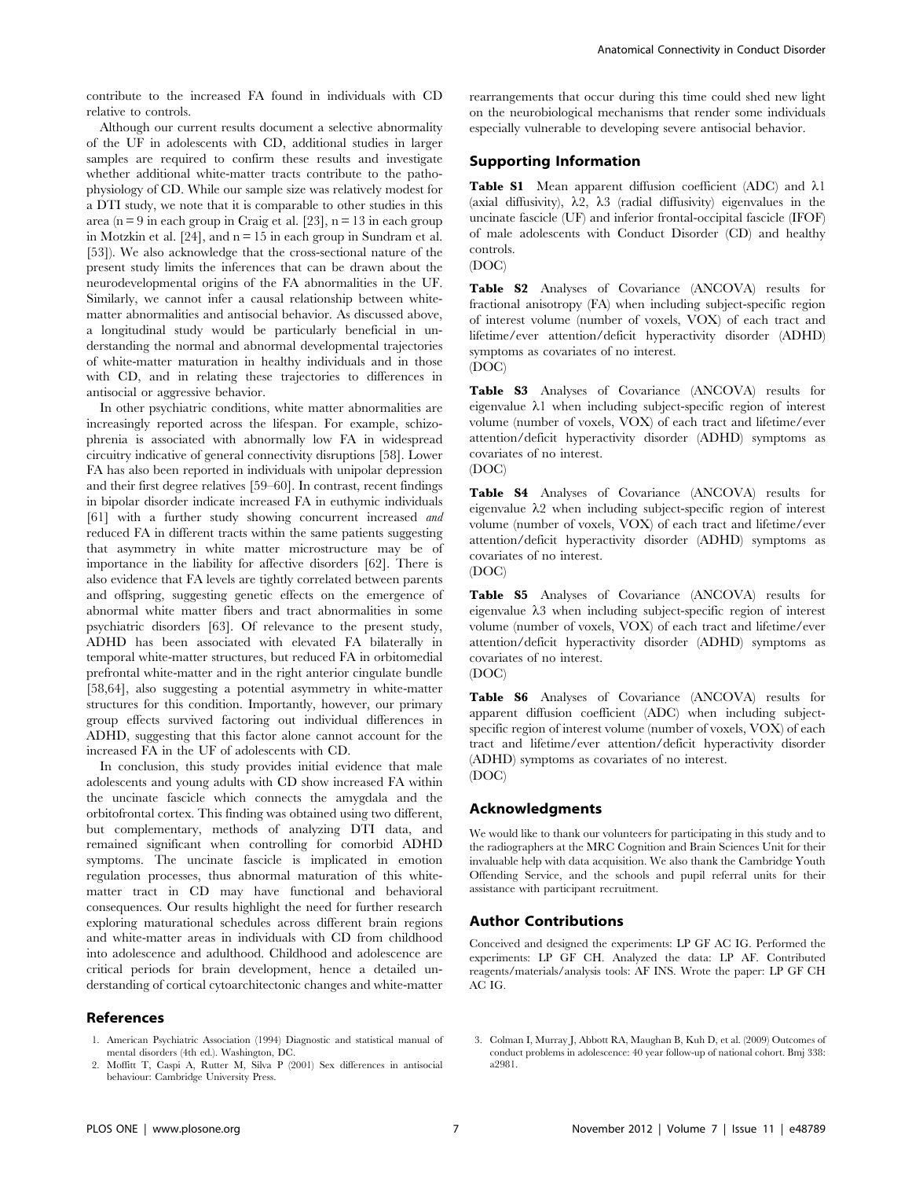contribute to the increased FA found in individuals with CD relative to controls.

Although our current results document a selective abnormality of the UF in adolescents with CD, additional studies in larger samples are required to confirm these results and investigate whether additional white-matter tracts contribute to the pathophysiology of CD. While our sample size was relatively modest for a DTI study, we note that it is comparable to other studies in this area (n = 9 in each group in Craig et al. [23], n = 13 in each group in Motzkin et al. [24], and n = 15 in each group in Sundram et al. [53]). We also acknowledge that the cross-sectional nature of the present study limits the inferences that can be drawn about the neurodevelopmental origins of the FA abnormalities in the UF. Similarly, we cannot infer a causal relationship between white-matter abnormalities and antisocial behavior. As discussed above, a longitudinal study would be particularly beneficial in understanding the normal and abnormal developmental trajectories of white-matter maturation in healthy individuals and in those with CD, and in relating these trajectories to differences in antisocial or aggressive behavior.

In other psychiatric conditions, white matter abnormalities are increasingly reported across the lifespan. For example, schizophrenia is associated with abnormally low FA in widespread circuitry indicative of general connectivity disruptions [58]. Lower FA has also been reported in individuals with unipolar depression and their first degree relatives [59–60]. In contrast, recent findings in bipolar disorder indicate increased FA in euthymic individuals [61] with a further study showing concurrent increased *and* reduced FA in different tracts within the same patients suggesting that asymmetry in white matter microstructure may be of importance in the liability for affective disorders [62]. There is also evidence that FA levels are tightly correlated between parents and offspring, suggesting genetic effects on the emergence of abnormal white matter fibers and tract abnormalities in some psychiatric disorders [63]. Of relevance to the present study, ADHD has been associated with elevated FA bilaterally in temporal white-matter structures, but reduced FA in orbitomedial prefrontal white-matter and in the right anterior cingulate bundle [58,64], also suggesting a potential asymmetry in white-matter structures for this condition. Importantly, however, our primary group effects survived factoring out individual differences in ADHD, suggesting that this factor alone cannot account for the increased FA in the UF of adolescents with CD.

In conclusion, this study provides initial evidence that male adolescents and young adults with CD show increased FA within the uncinate fascicle which connects the amygdala and the orbitofrontal cortex. This finding was obtained using two different, but complementary, methods of analyzing DTI data, and remained significant when controlling for comorbid ADHD symptoms. The uncinate fascicle is implicated in emotion regulation processes, thus abnormal maturation of this white-matter tract in CD may have functional and behavioral consequences. Our results highlight the need for further research exploring maturational schedules across different brain regions and white-matter areas in individuals with CD from childhood into adolescence and adulthood. Childhood and adolescence are critical periods for brain development, hence a detailed understanding of cortical cytoarchitectonic changes and white-matter rearrangements that occur during this time could shed new light on the neurobiological mechanisms that render some individuals especially vulnerable to developing severe antisocial behavior.

## Supporting Information

**Table S1** Mean apparent diffusion coefficient (ADC) and $\lambda1$ (axial diffusivity), $\lambda2$, $\lambda3$ (radial diffusivity) eigenvalues in the uncinate fascicle (UF) and inferior frontal-occipital fascicle (IFOF) of male adolescents with Conduct Disorder (CD) and healthy controls.
(DOC)

**Table S2** Analyses of Covariance (ANCOVA) results for fractional anisotropy (FA) when including subject-specific region of interest volume (number of voxels, VOX) of each tract and lifetime/ever attention/deficit hyperactivity disorder (ADHD) symptoms as covariates of no interest.
(DOC)

**Table S3** Analyses of Covariance (ANCOVA) results for eigenvalue $\lambda1$ when including subject-specific region of interest volume (number of voxels, VOX) of each tract and lifetime/ever attention/deficit hyperactivity disorder (ADHD) symptoms as covariates of no interest.
(DOC)

**Table S4** Analyses of Covariance (ANCOVA) results for eigenvalue $\lambda2$ when including subject-specific region of interest volume (number of voxels, VOX) of each tract and lifetime/ever attention/deficit hyperactivity disorder (ADHD) symptoms as covariates of no interest.
(DOC)

**Table S5** Analyses of Covariance (ANCOVA) results for eigenvalue $\lambda3$ when including subject-specific region of interest volume (number of voxels, VOX) of each tract and lifetime/ever attention/deficit hyperactivity disorder (ADHD) symptoms as covariates of no interest.
(DOC)

**Table S6** Analyses of Covariance (ANCOVA) results for apparent diffusion coefficient (ADC) when including subject-specific region of interest volume (number of voxels, VOX) of each tract and lifetime/ever attention/deficit hyperactivity disorder (ADHD) symptoms as covariates of no interest.
(DOC)

## Acknowledgments

We would like to thank our volunteers for participating in this study and to the radiographers at the MRC Cognition and Brain Sciences Unit for their invaluable help with data acquisition. We also thank the Cambridge Youth Offending Service, and the schools and pupil referral units for their assistance with participant recruitment.

## Author Contributions

Conceived and designed the experiments: LP GF AC IG. Performed the experiments: LP GF CH. Analyzed the data: LP AF. Contributed reagents/materials/analysis tools: AF INS. Wrote the paper: LP GF CH AC IG.

## References

1. American Psychiatric Association (1994) Diagnostic and statistical manual of mental disorders (4th ed.). Washington, DC.
2. Moffitt T, Caspi A, Rutter M, Silva P (2001) Sex differences in antisocial behaviour: Cambridge University Press.
3. Colman I, Murray J, Abbott RA, Maughan B, Kuh D, et al. (2009) Outcomes of conduct problems in adolescence: 40 year follow-up of national cohort. Bmj 338: a2981.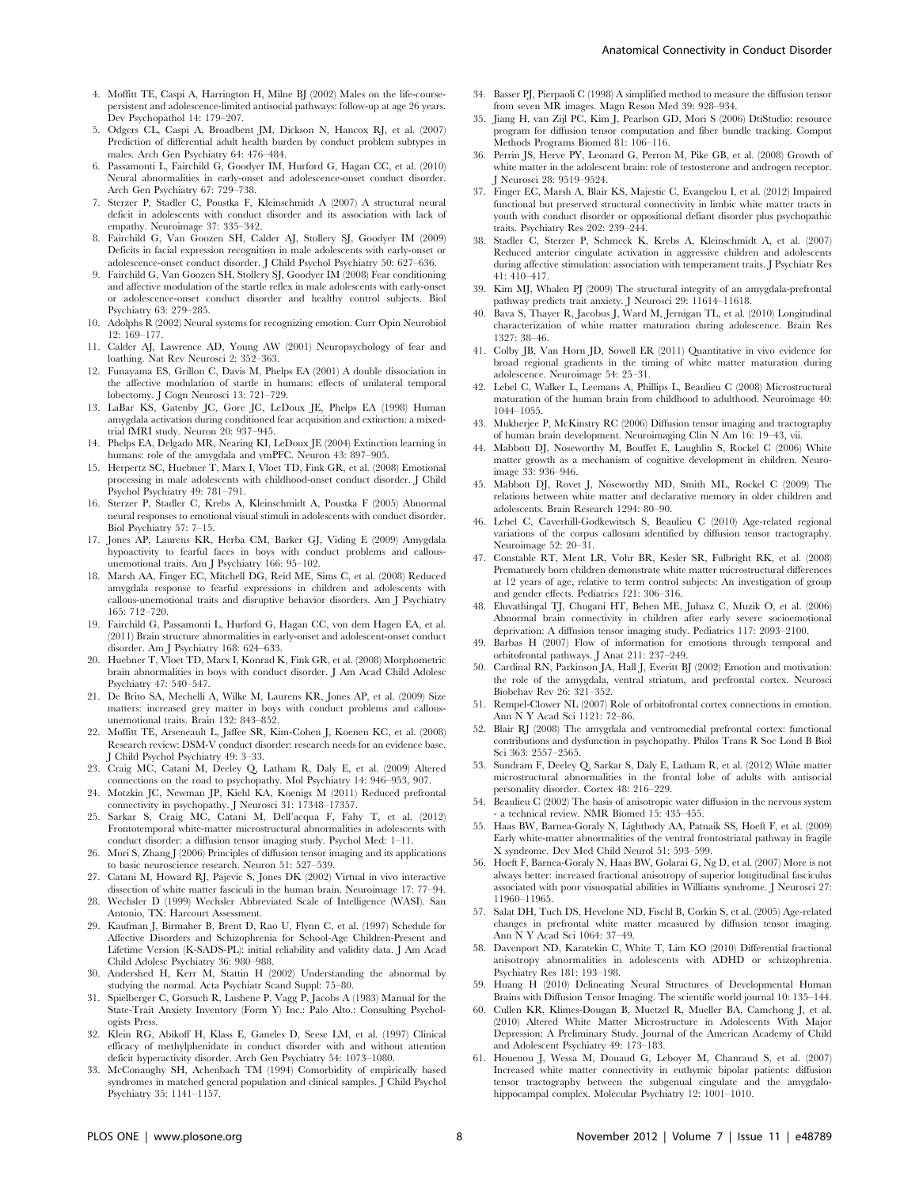4. Moffitt TE, Caspi A, Harrington H, Milne BJ (2002) Males on the life-course-persistent and adolescence-limited antisocial pathways: follow-up at age 26 years. Dev Psychopathol 14: 179–207.
5. Odgers CL, Caspi A, Broadbent JM, Dickson N, Hancox RJ, et al. (2007) Prediction of differential adult health burden by conduct problem subtypes in males. Arch Gen Psychiatry 64: 476–484.
6. Passamonti L, Fairchild G, Goodyer IM, Hurford G, Hagan CC, et al. (2010) Neural abnormalities in early-onset and adolescence-onset conduct disorder. Arch Gen Psychiatry 67: 729–738.
7. Sterzer P, Stadler C, Poustka F, Kleinschmidt A (2007) A structural neural deficit in adolescents with conduct disorder and its association with lack of empathy. Neuroimage 37: 335–342.
8. Fairchild G, Van Goozen SH, Calder AJ, Stollery SJ, Goodyer IM (2009) Deficits in facial expression recognition in male adolescents with early-onset or adolescence-onset conduct disorder. J Child Psychol Psychiatry 50: 627–636.
9. Fairchild G, Van Goozen SH, Stollery SJ, Goodyer IM (2008) Fear conditioning and affective modulation of the startle reflex in male adolescents with early-onset or adolescence-onset conduct disorder and healthy control subjects. Biol Psychiatry 63: 279–285.
10. Adolphs R (2002) Neural systems for recognizing emotion. Curr Opin Neurobiol 12: 169–177.
11. Calder AJ, Lawrence AD, Young AW (2001) Neuropsychology of fear and loathing. Nat Rev Neurosci 2: 352–363.
12. Funayama ES, Grillon C, Davis M, Phelps EA (2001) A double dissociation in the affective modulation of startle in humans: effects of unilateral temporal lobectomy. J Cogn Neurosci 13: 721–729.
13. LaBar KS, Gatenby JC, Gore JC, LeDoux JE, Phelps EA (1998) Human amygdala activation during conditioned fear acquisition and extinction: a mixed-trial fMRI study. Neuron 20: 937–945.
14. Phelps EA, Delgado MR, Nearing KI, LeDoux JE (2004) Extinction learning in humans: role of the amygdala and vmPFC. Neuron 43: 897–905.
15. Herpertz SC, Huebner T, Marx I, Vloet TD, Fink GR, et al. (2008) Emotional processing in male adolescents with childhood-onset conduct disorder. J Child Psychol Psychiatry 49: 781–791.
16. Sterzer P, Stadler C, Krebs A, Kleinschmidt A, Poustka F (2005) Abnormal neural responses to emotional visual stimuli in adolescents with conduct disorder. Biol Psychiatry 57: 7–15.
17. Jones AP, Laurens KR, Herba CM, Barker GJ, Viding E (2009) Amygdala hypoactivity to fearful faces in boys with conduct problems and callous-unemotional traits. Am J Psychiatry 166: 95–102.
18. Marsh AA, Finger EC, Mitchell DG, Reid ME, Sims C, et al. (2008) Reduced amygdala response to fearful expressions in children and adolescents with callous-unemotional traits and disruptive behavior disorders. Am J Psychiatry 165: 712–720.
19. Fairchild G, Passamonti L, Hurford G, Hagan CC, von dem Hagen EA, et al. (2011) Brain structure abnormalities in early-onset and adolescent-onset conduct disorder. Am J Psychiatry 168: 624–633.
20. Huebner T, Vloet TD, Marx I, Konrad K, Fink GR, et al. (2008) Morphometric brain abnormalities in boys with conduct disorder. J Am Acad Child Adolesc Psychiatry 47: 540–547.
21. De Brito SA, Mechelli A, Wilke M, Laurens KR, Jones AP, et al. (2009) Size matters: increased grey matter in boys with conduct problems and callous-unemotional traits. Brain 132: 843–852.
22. Moffitt TE, Arseneault L, Jaffee SR, Kim-Cohen J, Koenen KC, et al. (2008) Research review: DSM-V conduct disorder: research needs for an evidence base. J Child Psychol Psychiatry 49: 3–33.
23. Craig MC, Catani M, Deeley Q, Latham R, Daly E, et al. (2009) Altered connections on the road to psychopathy. Mol Psychiatry 14: 946–953, 907.
24. Motzkin JC, Newman JP, Kiehl KA, Koenigs M (2011) Reduced prefrontal connectivity in psychopathy. J Neurosci 31: 17348–17357.
25. Sarkar S, Craig MC, Catani M, Dell'acqua F, Fahy T, et al. (2012) Frontotemporal white-matter microstructural abnormalities in adolescents with conduct disorder: a diffusion tensor imaging study. Psychol Med: 1–11.
26. Mori S, Zhang J (2006) Principles of diffusion tensor imaging and its applications to basic neuroscience research. Neuron 51: 527–539.
27. Catani M, Howard RJ, Pajevic S, Jones DK (2002) Virtual in vivo interactive dissection of white matter fasciculi in the human brain. Neuroimage 17: 77–94.
28. Wechsler D (1999) Wechsler Abbreviated Scale of Intelligence (WASI). San Antonio, TX: Harcourt Assessment.
29. Kaufman J, Birmaher B, Brent D, Rao U, Flynn C, et al. (1997) Schedule for Affective Disorders and Schizophrenia for School-Age Children-Present and Lifetime Version (K-SADS-PL): initial reliability and validity data. J Am Acad Child Adolesc Psychiatry 36: 980–988.
30. Andershed H, Kerr M, Stattin H (2002) Understanding the abnormal by studying the normal. Acta Psychiatr Scand Suppl: 75–80.
31. Spielberger C, Gorsuch R, Lushene P, Vagg P, Jacobs A (1983) Manual for the State-Trait Anxiety Inventory (Form Y) Inc.: Palo Alto.: Consulting Psychologists Press.
32. Klein RG, Abikoff H, Klass E, Ganeles D, Seese LM, et al. (1997) Clinical efficacy of methylphenidate in conduct disorder with and without attention deficit hyperactivity disorder. Arch Gen Psychiatry 54: 1073–1080.
33. McConaughy SH, Achenbach TM (1994) Comorbidity of empirically based syndromes in matched general population and clinical samples. J Child Psychol Psychiatry 35: 1141–1157.
34. Basser PJ, Pierpaoli C (1998) A simplified method to measure the diffusion tensor from seven MR images. Magn Reson Med 39: 928–934.
35. Jiang H, van Zijl PC, Kim J, Pearlson GD, Mori S (2006) DtiStudio: resource program for diffusion tensor computation and fiber bundle tracking. Comput Methods Programs Biomed 81: 106–116.
36. Perrin JS, Herve PY, Leonard G, Perron M, Pike GB, et al. (2008) Growth of white matter in the adolescent brain: role of testosterone and androgen receptor. J Neurosci 28: 9519–9524.
37. Finger EC, Marsh A, Blair KS, Majestic C, Evangelou I, et al. (2012) Impaired functional but preserved structural connectivity in limbic white matter tracts in youth with conduct disorder or oppositional defiant disorder plus psychopathic traits. Psychiatry Res 202: 239–244.
38. Stadler C, Sterzer P, Schmeck K, Krebs A, Kleinschmidt A, et al. (2007) Reduced anterior cingulate activation in aggressive children and adolescents during affective stimulation: association with temperament traits. J Psychiatr Res 41: 410–417.
39. Kim MJ, Whalen PJ (2009) The structural integrity of an amygdala-prefrontal pathway predicts trait anxiety. J Neurosci 29: 11614–11618.
40. Bava S, Thayer R, Jacobus J, Ward M, Jernigan TL, et al. (2010) Longitudinal characterization of white matter maturation during adolescence. Brain Res 1327: 38–46.
41. Colby JB, Van Horn JD, Sowell ER (2011) Quantitative in vivo evidence for broad regional gradients in the timing of white matter maturation during adolescence. Neuroimage 54: 25–31.
42. Lebel C, Walker L, Leemans A, Phillips L, Beaulieu C (2008) Microstructural maturation of the human brain from childhood to adulthood. Neuroimage 40: 1044–1055.
43. Mukherjee P, McKinstry RC (2006) Diffusion tensor imaging and tractography of human brain development. Neuroimaging Clin N Am 16: 19–43, vii.
44. Mabbott DJ, Noseworthy M, Bouffet E, Laughlin S, Rockel C (2006) White matter growth as a mechanism of cognitive development in children. Neuroimage 33: 936–946.
45. Mabbott DJ, Rovet J, Noseworthy MD, Smith ML, Rockel C (2009) The relations between white matter and declarative memory in older children and adolescents. Brain Research 1294: 80–90.
46. Lebel C, Caverhill-Godkewitsch S, Beaulieu C (2010) Age-related regional variations of the corpus callosum identified by diffusion tensor tractography. Neuroimage 52: 20–31.
47. Constable RT, Ment LR, Vohr BR, Kesler SR, Fulbright RK, et al. (2008) Prematurely born children demonstrate white matter microstructural differences at 12 years of age, relative to term control subjects: An investigation of group and gender effects. Pediatrics 121: 306–316.
48. Eluvathingal TJ, Chugani HT, Behen ME, Juhasz C, Muzik O, et al. (2006) Abnormal brain connectivity in children after early severe socioemotional deprivation: A diffusion tensor imaging study. Pediatrics 117: 2093–2100.
49. Barbas H (2007) Flow of information for emotions through temporal and orbitofrontal pathways. J Anat 211: 237–249.
50. Cardinal RN, Parkinson JA, Hall J, Everitt BJ (2002) Emotion and motivation: the role of the amygdala, ventral striatum, and prefrontal cortex. Neurosci Biobehav Rev 26: 321–352.
51. Rempel-Clower NL (2007) Role of orbitofrontal cortex connections in emotion. Ann N Y Acad Sci 1121: 72–86.
52. Blair RJ (2008) The amygdala and ventromedial prefrontal cortex: functional contributions and dysfunction in psychopathy. Philos Trans R Soc Lond B Biol Sci 363: 2557–2565.
53. Sundram F, Deeley Q, Sarkar S, Daly E, Latham R, et al. (2012) White matter microstructural abnormalities in the frontal lobe of adults with antisocial personality disorder. Cortex 48: 216–229.
54. Beaulieu C (2002) The basis of anisotropic water diffusion in the nervous system - a technical review. NMR Biomed 15: 435–455.
55. Haas BW, Barnea-Goraly N, Lightbody AA, Patnaik SS, Hoeft F, et al. (2009) Early white-matter abnormalities of the ventral frontostriatal pathway in fragile X syndrome. Dev Med Child Neurol 51: 593–599.
56. Hoeft F, Barnea-Goraly N, Haas BW, Golarai G, Ng D, et al. (2007) More is not always better: increased fractional anisotropy of superior longitudinal fasciculus associated with poor visuospatial abilities in Williams syndrome. J Neurosci 27: 11960–11965.
57. Salat DH, Tuch DS, Hevelone ND, Fischl B, Corkin S, et al. (2005) Age-related changes in prefrontal white matter measured by diffusion tensor imaging. Ann N Y Acad Sci 1064: 37–49.
58. Davenport ND, Karatekin C, White T, Lim KO (2010) Differential fractional anisotropy abnormalities in adolescents with ADHD or schizophrenia. Psychiatry Res 181: 193–198.
59. Huang H (2010) Delineating Neural Structures of Developmental Human Brains with Diffusion Tensor Imaging. The scientific world journal 10: 135–144.
60. Cullen KR, Klimes-Dougan B, Muetzel R, Mueller BA, Camchong J, et al. (2010) Altered White Matter Microstructure in Adolescents With Major Depression: A Preliminary Study. Journal of the American Academy of Child and Adolescent Psychiatry 49: 173–183.
61. Houenou J, Wessa M, Douaud G, Leboyer M, Chanraud S, et al. (2007) Increased white matter connectivity in euthymic bipolar patients: diffusion tensor tractography between the subgenual cingulate and the amygdalo-hippocampal complex. Molecular Psychiatry 12: 1001–1010.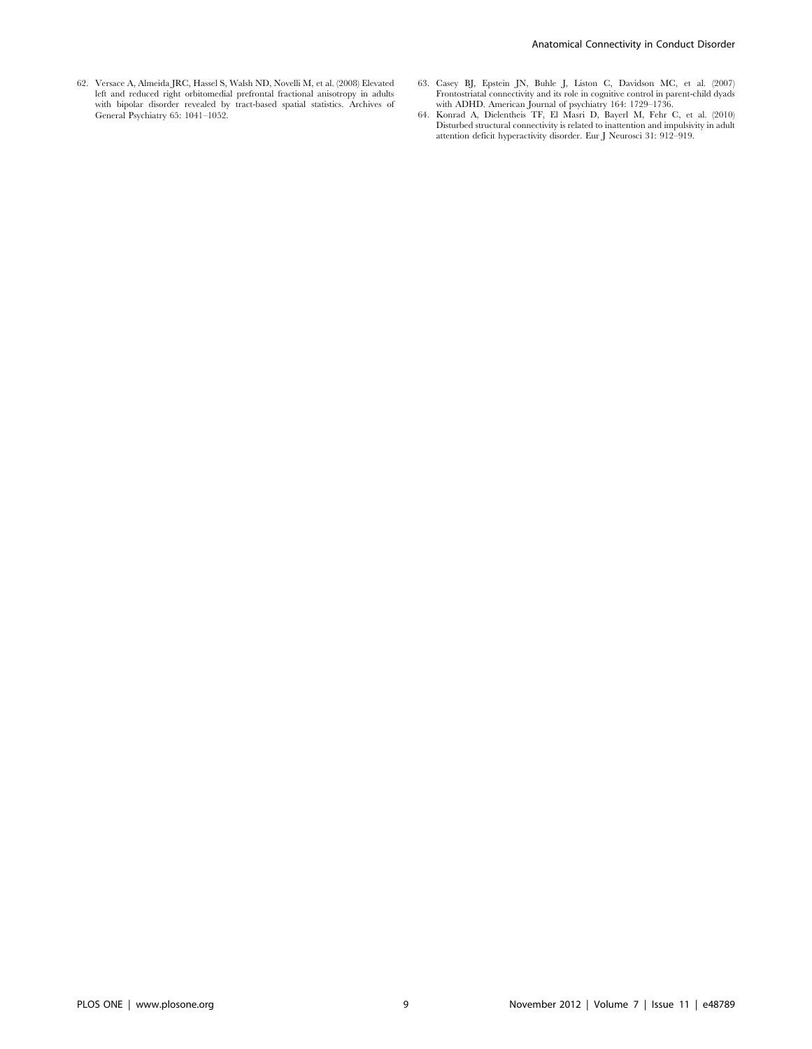62. Versace A, Almeida JRC, Hassel S, Walsh ND, Novelli M, et al. (2008) Elevated left and reduced right orbitomedial prefrontal fractional anisotropy in adults with bipolar disorder revealed by tract-based spatial statistics. Archives of General Psychiatry 65: 1041–1052.
63. Casey BJ, Epstein JN, Buhle J, Liston C, Davidson MC, et al. (2007) Frontostriatal connectivity and its role in cognitive control in parent-child dyads with ADHD. American Journal of psychiatry 164: 1729–1736.
64. Konrad A, Dielentheis TF, El Masri D, Bayerl M, Fehr C, et al. (2010) Disturbed structural connectivity is related to inattention and impulsivity in adult attention deficit hyperactivity disorder. Eur J Neurosci 31: 912–919.